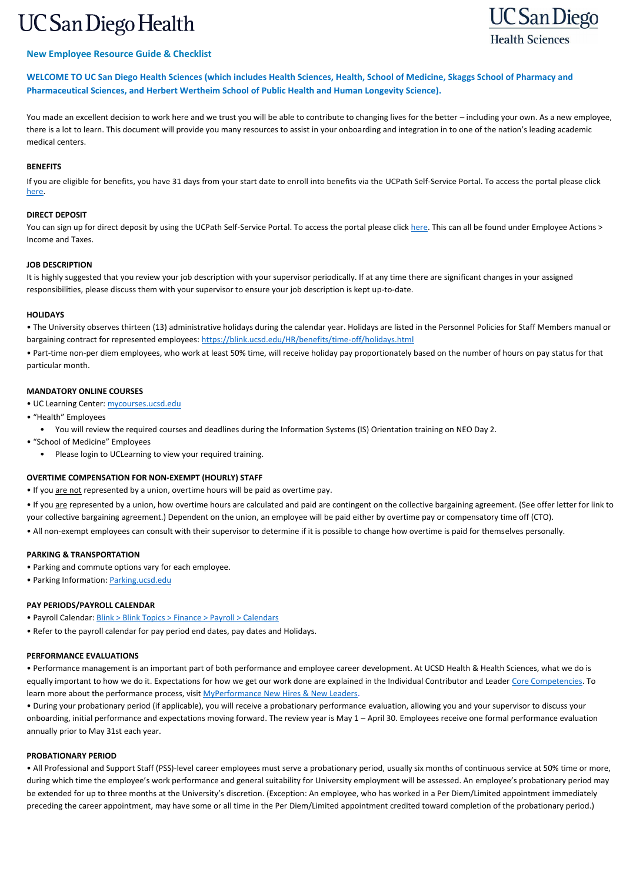# UC San Diego Health

UC San Diego Health Sciences

## New Employee Resource Guide & Checklist

**WELCOME TO UC San Diego Health Sciences (which includes Health Sciences, Health, School of Medicine, Skaggs School of Pharmacy and Pharmaceutical Sciences, and Herbert Wertheim School of Public Health and Human Longevity Science).**

You made an excellent decision to work here and we trust you will be able to contribute to changing lives for the better – including your own. As a new employee, there is a lot to learn. This document will provide you many resources to assist in your onboarding and integration in to one of the nation's leading academic medical centers.

### BENEFITS

If you are eligible for benefits, you have 31 days from your start date to enroll into benefits via the UCPath Self-Service Portal. To access the portal please click here.

### DIRECT DEPOSIT

You can sign up for direct deposit by using the UCPath Self-Service Portal. To access the portal please click here. This can all be found under Employee Actions > Income and Taxes.

### JOB DESCRIPTION

It is highly suggested that you review your job description with your supervisor periodically. If at any time there are significant changes in your assigned responsibilities, please discuss them with your supervisor to ensure your job description is kept up-to-date.

### HOLIDAYS

- The University observes thirteen (13) administrative holidays during the calendar year. Holidays are listed in the Personnel Policies for Staff Members manual or bargaining contract for represented employees: https://blink.ucsd.edu/HR/benefits/time-off/holidays.html
- Part-time non-per diem employees, who work at least 50% time, will receive holiday pay proportionately based on the number of hours on pay status for that particular month.

### MANDATORY ONLINE COURSES

- UC Learning Center: mycourses.ucsd.edu
- "Health" Employees
  - You will review the required courses and deadlines during the Information Systems (IS) Orientation training on NEO Day 2.
- "School of Medicine" Employees
  - Please login to UCLearning to view your required training.

### OVERTIME COMPENSATION FOR NON-EXEMPT (HOURLY) STAFF

- If you <u>are not</u> represented by a union, overtime hours will be paid as overtime pay.
- If you <u>are</u> represented by a union, how overtime hours are calculated and paid are contingent on the collective bargaining agreement. (See offer letter for link to your collective bargaining agreement.) Dependent on the union, an employee will be paid either by overtime pay or compensatory time off (CTO).
- All non-exempt employees can consult with their supervisor to determine if it is possible to change how overtime is paid for themselves personally.

### PARKING & TRANSPORTATION

- Parking and commute options vary for each employee.
- Parking Information: Parking.ucsd.edu

### PAY PERIODS/PAYROLL CALENDAR

- Payroll Calendar: Blink > Blink Topics > Finance > Payroll > Calendars
- Refer to the payroll calendar for pay period end dates, pay dates and Holidays.

### PERFORMANCE EVALUATIONS

- Performance management is an important part of both performance and employee career development. At UCSD Health & Health Sciences, what we do is equally important to how we do it. Expectations for how we get our work done are explained in the Individual Contributor and Leader Core Competencies. To learn more about the performance process, visit MyPerformance New Hires & New Leaders.
- During your probationary period (if applicable), you will receive a probationary performance evaluation, allowing you and your supervisor to discuss your onboarding, initial performance and expectations moving forward. The review year is May 1 – April 30. Employees receive one formal performance evaluation annually prior to May 31st each year.

### PROBATIONARY PERIOD

- All Professional and Support Staff (PSS)-level career employees must serve a probationary period, usually six months of continuous service at 50% time or more, during which time the employee's work performance and general suitability for University employment will be assessed. An employee's probationary period may be extended for up to three months at the University's discretion. (Exception: An employee, who has worked in a Per Diem/Limited appointment immediately preceding the career appointment, may have some or all time in the Per Diem/Limited appointment credited toward completion of the probationary period.)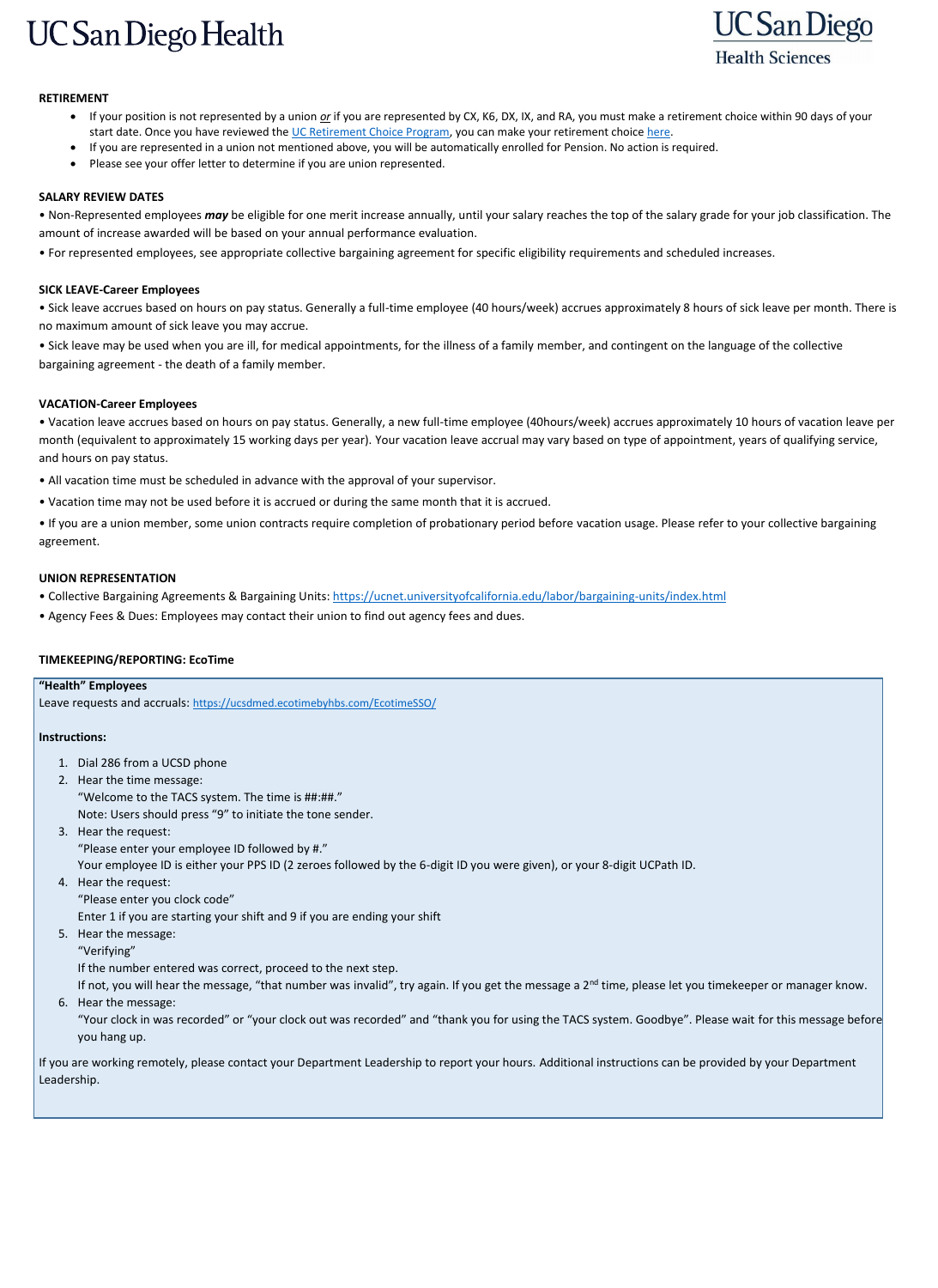## RETIREMENT

- If your position is not represented by a union *or* if you are represented by CX, K6, DX, IX, and RA, you must make a retirement choice within 90 days of your start date. Once you have reviewed the [UC Retirement Choice Program](), you can make your retirement choice [here]().
- If you are represented in a union not mentioned above, you will be automatically enrolled for Pension. No action is required.
- Please see your offer letter to determine if you are union represented.

## SALARY REVIEW DATES

• Non-Represented employees ***may*** be eligible for one merit increase annually, until your salary reaches the top of the salary grade for your job classification. The amount of increase awarded will be based on your annual performance evaluation.

• For represented employees, see appropriate collective bargaining agreement for specific eligibility requirements and scheduled increases.

## SICK LEAVE-Career Employees

• Sick leave accrues based on hours on pay status. Generally a full-time employee (40 hours/week) accrues approximately 8 hours of sick leave per month. There is no maximum amount of sick leave you may accrue.

• Sick leave may be used when you are ill, for medical appointments, for the illness of a family member, and contingent on the language of the collective bargaining agreement - the death of a family member.

## VACATION-Career Employees

• Vacation leave accrues based on hours on pay status. Generally, a new full-time employee (40hours/week) accrues approximately 10 hours of vacation leave per month (equivalent to approximately 15 working days per year). Your vacation leave accrual may vary based on type of appointment, years of qualifying service, and hours on pay status.

• All vacation time must be scheduled in advance with the approval of your supervisor.

• Vacation time may not be used before it is accrued or during the same month that it is accrued.

• If you are a union member, some union contracts require completion of probationary period before vacation usage. Please refer to your collective bargaining agreement.

## UNION REPRESENTATION

• Collective Bargaining Agreements & Bargaining Units: https://ucnet.universityofcalifornia.edu/labor/bargaining-units/index.html

• Agency Fees & Dues: Employees may contact their union to find out agency fees and dues.

## TIMEKEEPING/REPORTING: EcoTime

**"Health" Employees**

Leave requests and accruals: https://ucsdmed.ecotimebyhbs.com/EcotimeSSO/

**Instructions:**

1. Dial 286 from a UCSD phone
2. Hear the time message:
   "Welcome to the TACS system. The time is ##:##."
   Note: Users should press "9" to initiate the tone sender.
3. Hear the request:
   "Please enter your employee ID followed by #."
   Your employee ID is either your PPS ID (2 zeroes followed by the 6-digit ID you were given), or your 8-digit UCPath ID.
4. Hear the request:
   "Please enter you clock code"
   Enter 1 if you are starting your shift and 9 if you are ending your shift
5. Hear the message:
   "Verifying"
   If the number entered was correct, proceed to the next step.
   If not, you will hear the message, "that number was invalid", try again. If you get the message a 2nd time, please let you timekeeper or manager know.
6. Hear the message:
   "Your clock in was recorded" or "your clock out was recorded" and "thank you for using the TACS system. Goodbye". Please wait for this message before you hang up.

If you are working remotely, please contact your Department Leadership to report your hours. Additional instructions can be provided by your Department Leadership.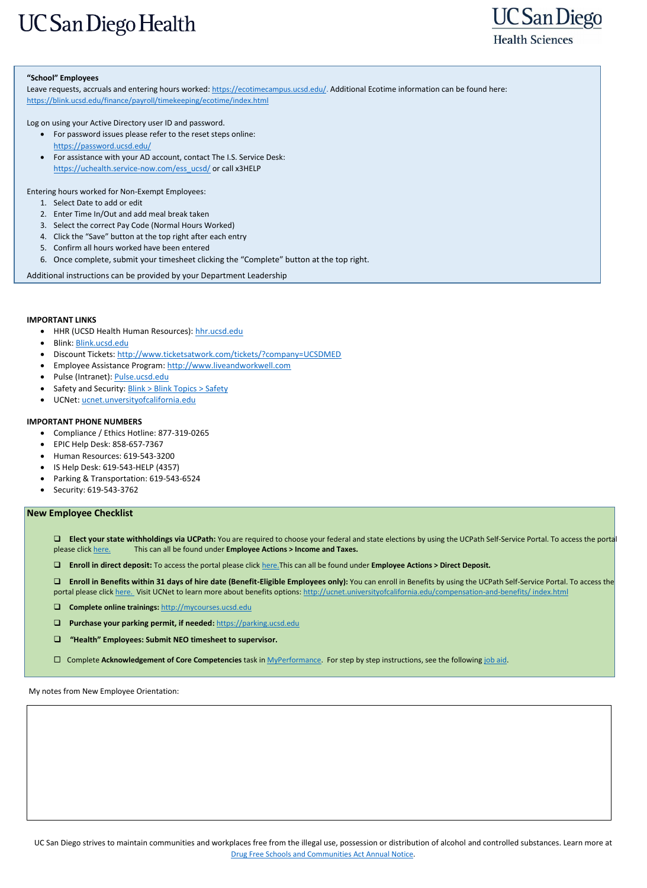**"School" Employees**

Leave requests, accruals and entering hours worked: https://ecotimecampus.ucsd.edu/. Additional Ecotime information can be found here: https://blink.ucsd.edu/finance/payroll/timekeeping/ecotime/index.html

Log on using your Active Directory user ID and password.

- For password issues please refer to the reset steps online: https://password.ucsd.edu/
- For assistance with your AD account, contact The I.S. Service Desk: https://uchealth.service-now.com/ess_ucsd/ or call x3HELP

Entering hours worked for Non-Exempt Employees:

1. Select Date to add or edit
2. Enter Time In/Out and add meal break taken
3. Select the correct Pay Code (Normal Hours Worked)
4. Click the "Save" button at the top right after each entry
5. Confirm all hours worked have been entered
6. Once complete, submit your timesheet clicking the "Complete" button at the top right.

Additional instructions can be provided by your Department Leadership

**IMPORTANT LINKS**

- HHR (UCSD Health Human Resources): hhr.ucsd.edu
- Blink: Blink.ucsd.edu
- Discount Tickets: http://www.ticketsatwork.com/tickets/?company=UCSDMED
- Employee Assistance Program: http://www.liveandworkwell.com
- Pulse (Intranet): Pulse.ucsd.edu
- Safety and Security: Blink > Blink Topics > Safety
- UCNet: ucnet.universityofcalifornia.edu

**IMPORTANT PHONE NUMBERS**

- Compliance / Ethics Hotline: 877-319-0265
- EPIC Help Desk: 858-657-7367
- Human Resources: 619-543-3200
- IS Help Desk: 619-543-HELP (4357)
- Parking & Transportation: 619-543-6524
- Security: 619-543-3762

## New Employee Checklist

- ☐ **Elect your state withholdings via UCPath:** You are required to choose your federal and state elections by using the UCPath Self-Service Portal. To access the portal please click here. This can all be found under **Employee Actions > Income and Taxes.**
- ☐ **Enroll in direct deposit:** To access the portal please click here. This can all be found under **Employee Actions > Direct Deposit.**
- ☐ **Enroll in Benefits within 31 days of hire date (Benefit-Eligible Employees only):** You can enroll in Benefits by using the UCPath Self-Service Portal. To access the portal please click here. Visit UCNet to learn more about benefits options: http://ucnet.universityofcalifornia.edu/compensation-and-benefits/ index.html
- ☐ **Complete online trainings:** http://mycourses.ucsd.edu
- ☐ **Purchase your parking permit, if needed:** https://parking.ucsd.edu
- ☐ **"Health" Employees: Submit NEO timesheet to supervisor.**
- ☐ Complete **Acknowledgement of Core Competencies** task in MyPerformance. For step by step instructions, see the following job aid.

My notes from New Employee Orientation:

UC San Diego strives to maintain communities and workplaces free from the illegal use, possession or distribution of alcohol and controlled substances. Learn more at Drug Free Schools and Communities Act Annual Notice.